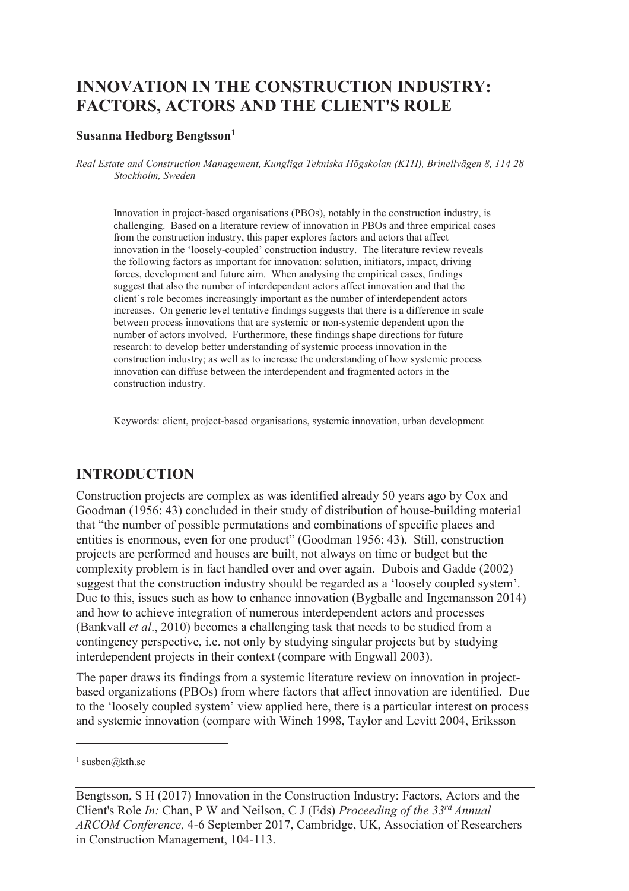# INNOVATION IN THE CONSTRUCTION INDUSTRY: FACTORS, ACTORS AND THE CLIENT'S ROLE

**Susanna Hedborg Bengtsson[1]**

*Real Estate and Construction Management, Kungliga Tekniska Högskolan (KTH), Brinellvägen 8, 114 28 Stockholm, Sweden*

Innovation in project-based organisations (PBOs), notably in the construction industry, is challenging. Based on a literature review of innovation in PBOs and three empirical cases from the construction industry, this paper explores factors and actors that affect innovation in the 'loosely-coupled' construction industry. The literature review reveals the following factors as important for innovation: solution, initiators, impact, driving forces, development and future aim. When analysing the empirical cases, findings suggest that also the number of interdependent actors affect innovation and that the client´s role becomes increasingly important as the number of interdependent actors increases. On generic level tentative findings suggests that there is a difference in scale between process innovations that are systemic or non-systemic dependent upon the number of actors involved. Furthermore, these findings shape directions for future research: to develop better understanding of systemic process innovation in the construction industry; as well as to increase the understanding of how systemic process innovation can diffuse between the interdependent and fragmented actors in the construction industry.

Keywords: client, project-based organisations, systemic innovation, urban development

## INTRODUCTION

Construction projects are complex as was identified already 50 years ago by Cox and Goodman (1956: 43) concluded in their study of distribution of house-building material that "the number of possible permutations and combinations of specific places and entities is enormous, even for one product" (Goodman 1956: 43). Still, construction projects are performed and houses are built, not always on time or budget but the complexity problem is in fact handled over and over again. Dubois and Gadde (2002) suggest that the construction industry should be regarded as a 'loosely coupled system'. Due to this, issues such as how to enhance innovation (Bygballe and Ingemansson 2014) and how to achieve integration of numerous interdependent actors and processes (Bankvall *et al*., 2010) becomes a challenging task that needs to be studied from a contingency perspective, i.e. not only by studying singular projects but by studying interdependent projects in their context (compare with Engwall 2003).

The paper draws its findings from a systemic literature review on innovation in project-based organizations (PBOs) from where factors that affect innovation are identified. Due to the 'loosely coupled system' view applied here, there is a particular interest on process and systemic innovation (compare with Winch 1998, Taylor and Levitt 2004, Eriksson

[1] susben@kth.se

Bengtsson, S H (2017) Innovation in the Construction Industry: Factors, Actors and the Client's Role *In:* Chan, P W and Neilson, C J (Eds) *Proceeding of the 33rd Annual ARCOM Conference,* 4-6 September 2017, Cambridge, UK, Association of Researchers in Construction Management, 104-113.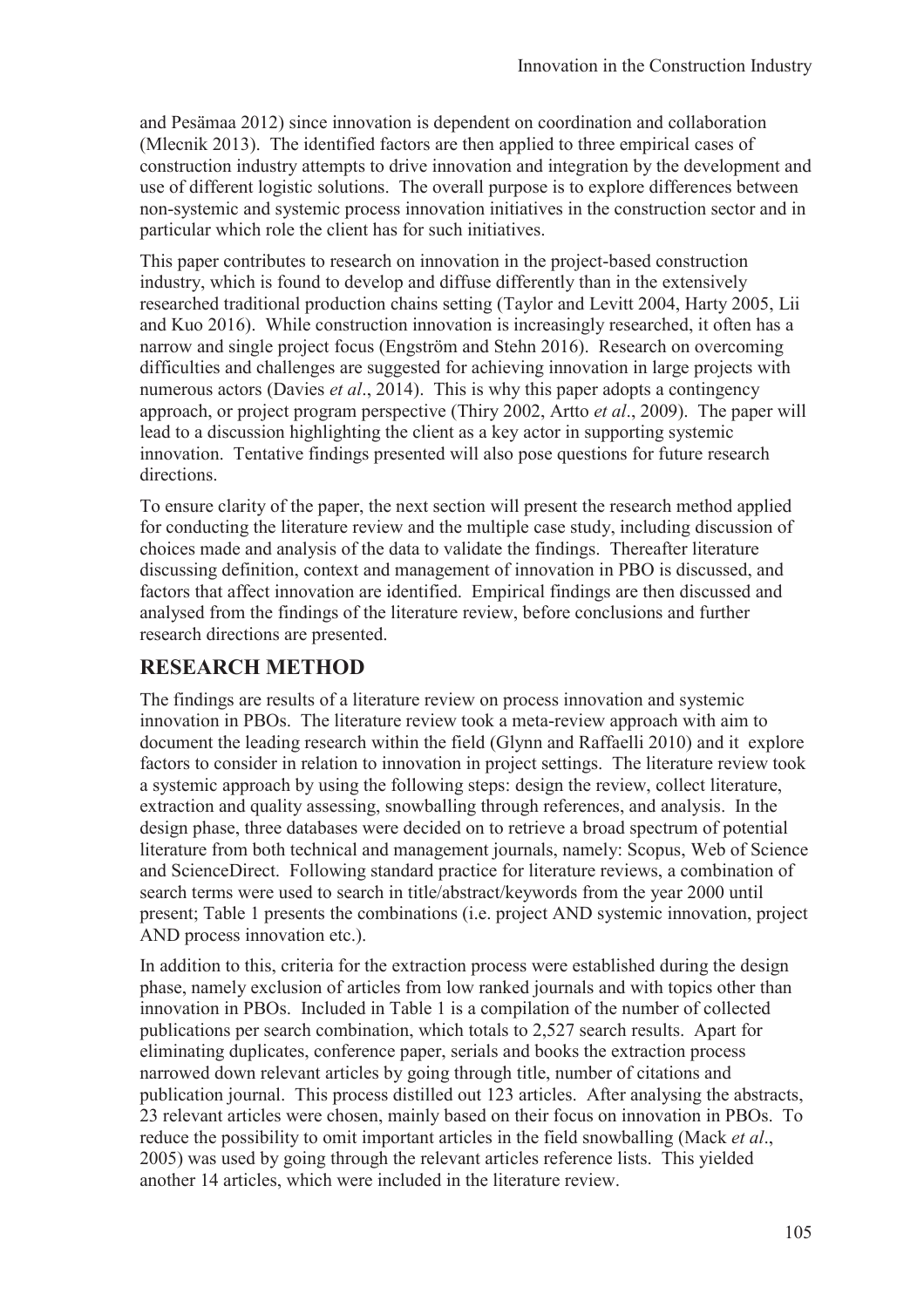and Pesämaa 2012) since innovation is dependent on coordination and collaboration (Mlecnik 2013). The identified factors are then applied to three empirical cases of construction industry attempts to drive innovation and integration by the development and use of different logistic solutions. The overall purpose is to explore differences between non-systemic and systemic process innovation initiatives in the construction sector and in particular which role the client has for such initiatives.

This paper contributes to research on innovation in the project-based construction industry, which is found to develop and diffuse differently than in the extensively researched traditional production chains setting (Taylor and Levitt 2004, Harty 2005, Lii and Kuo 2016). While construction innovation is increasingly researched, it often has a narrow and single project focus (Engström and Stehn 2016). Research on overcoming difficulties and challenges are suggested for achieving innovation in large projects with numerous actors (Davies *et al*., 2014). This is why this paper adopts a contingency approach, or project program perspective (Thiry 2002, Artto *et al*., 2009). The paper will lead to a discussion highlighting the client as a key actor in supporting systemic innovation. Tentative findings presented will also pose questions for future research directions.

To ensure clarity of the paper, the next section will present the research method applied for conducting the literature review and the multiple case study, including discussion of choices made and analysis of the data to validate the findings. Thereafter literature discussing definition, context and management of innovation in PBO is discussed, and factors that affect innovation are identified. Empirical findings are then discussed and analysed from the findings of the literature review, before conclusions and further research directions are presented.

## RESEARCH METHOD

The findings are results of a literature review on process innovation and systemic innovation in PBOs. The literature review took a meta-review approach with aim to document the leading research within the field (Glynn and Raffaelli 2010) and it explore factors to consider in relation to innovation in project settings. The literature review took a systemic approach by using the following steps: design the review, collect literature, extraction and quality assessing, snowballing through references, and analysis. In the design phase, three databases were decided on to retrieve a broad spectrum of potential literature from both technical and management journals, namely: Scopus, Web of Science and ScienceDirect. Following standard practice for literature reviews, a combination of search terms were used to search in title/abstract/keywords from the year 2000 until present; Table 1 presents the combinations (i.e. project AND systemic innovation, project AND process innovation etc.).

In addition to this, criteria for the extraction process were established during the design phase, namely exclusion of articles from low ranked journals and with topics other than innovation in PBOs. Included in Table 1 is a compilation of the number of collected publications per search combination, which totals to 2,527 search results. Apart for eliminating duplicates, conference paper, serials and books the extraction process narrowed down relevant articles by going through title, number of citations and publication journal. This process distilled out 123 articles. After analysing the abstracts, 23 relevant articles were chosen, mainly based on their focus on innovation in PBOs. To reduce the possibility to omit important articles in the field snowballing (Mack *et al*., 2005) was used by going through the relevant articles reference lists. This yielded another 14 articles, which were included in the literature review.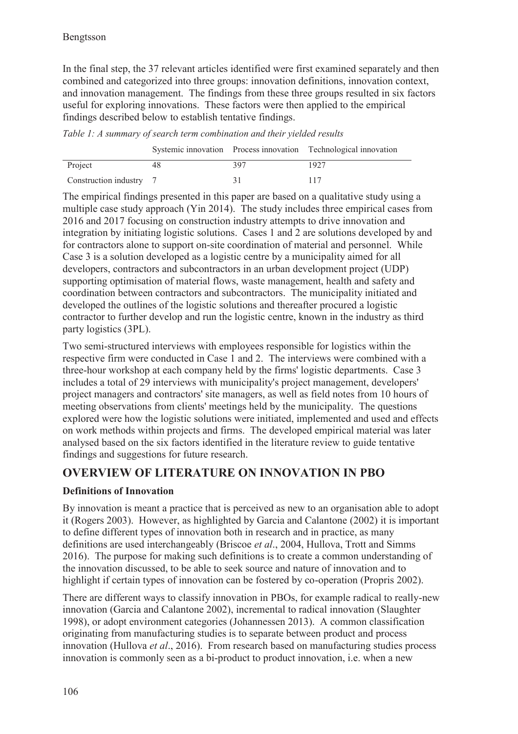In the final step, the 37 relevant articles identified were first examined separately and then combined and categorized into three groups: innovation definitions, innovation context, and innovation management. The findings from these three groups resulted in six factors useful for exploring innovations. These factors were then applied to the empirical findings described below to establish tentative findings.

*Table 1: A summary of search term combination and their yielded results*

| | Systemic innovation | Process innovation | Technological innovation |
|---|---|---|---|
| Project | 48 | 397 | 1927 |
| Construction industry | 7 | 31 | 117 |

The empirical findings presented in this paper are based on a qualitative study using a multiple case study approach (Yin 2014). The study includes three empirical cases from 2016 and 2017 focusing on construction industry attempts to drive innovation and integration by initiating logistic solutions. Cases 1 and 2 are solutions developed by and for contractors alone to support on-site coordination of material and personnel. While Case 3 is a solution developed as a logistic centre by a municipality aimed for all developers, contractors and subcontractors in an urban development project (UDP) supporting optimisation of material flows, waste management, health and safety and coordination between contractors and subcontractors. The municipality initiated and developed the outlines of the logistic solutions and thereafter procured a logistic contractor to further develop and run the logistic centre, known in the industry as third party logistics (3PL).

Two semi-structured interviews with employees responsible for logistics within the respective firm were conducted in Case 1 and 2. The interviews were combined with a three-hour workshop at each company held by the firms' logistic departments. Case 3 includes a total of 29 interviews with municipality's project management, developers' project managers and contractors' site managers, as well as field notes from 10 hours of meeting observations from clients' meetings held by the municipality. The questions explored were how the logistic solutions were initiated, implemented and used and effects on work methods within projects and firms. The developed empirical material was later analysed based on the six factors identified in the literature review to guide tentative findings and suggestions for future research.

## OVERVIEW OF LITERATURE ON INNOVATION IN PBO

### Definitions of Innovation

By innovation is meant a practice that is perceived as new to an organisation able to adopt it (Rogers 2003). However, as highlighted by Garcia and Calantone (2002) it is important to define different types of innovation both in research and in practice, as many definitions are used interchangeably (Briscoe *et al*., 2004, Hullova, Trott and Simms 2016). The purpose for making such definitions is to create a common understanding of the innovation discussed, to be able to seek source and nature of innovation and to highlight if certain types of innovation can be fostered by co-operation (Propris 2002).

There are different ways to classify innovation in PBOs, for example radical to really-new innovation (Garcia and Calantone 2002), incremental to radical innovation (Slaughter 1998), or adopt environment categories (Johannessen 2013). A common classification originating from manufacturing studies is to separate between product and process innovation (Hullova *et al*., 2016). From research based on manufacturing studies process innovation is commonly seen as a bi-product to product innovation, i.e. when a new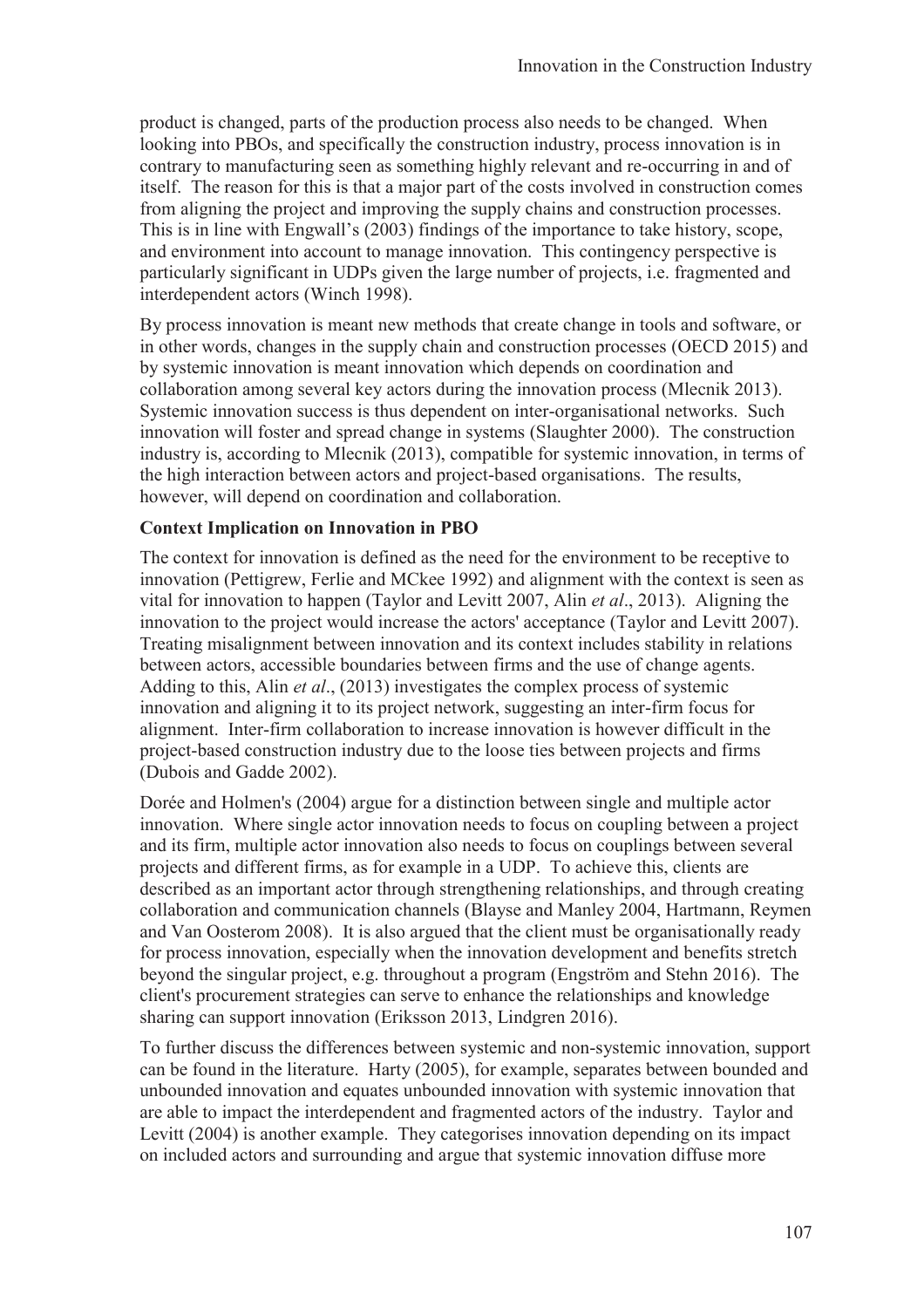product is changed, parts of the production process also needs to be changed. When looking into PBOs, and specifically the construction industry, process innovation is in contrary to manufacturing seen as something highly relevant and re-occurring in and of itself. The reason for this is that a major part of the costs involved in construction comes from aligning the project and improving the supply chains and construction processes. This is in line with Engwall's (2003) findings of the importance to take history, scope, and environment into account to manage innovation. This contingency perspective is particularly significant in UDPs given the large number of projects, i.e. fragmented and interdependent actors (Winch 1998).

By process innovation is meant new methods that create change in tools and software, or in other words, changes in the supply chain and construction processes (OECD 2015) and by systemic innovation is meant innovation which depends on coordination and collaboration among several key actors during the innovation process (Mlecnik 2013). Systemic innovation success is thus dependent on inter-organisational networks. Such innovation will foster and spread change in systems (Slaughter 2000). The construction industry is, according to Mlecnik (2013), compatible for systemic innovation, in terms of the high interaction between actors and project-based organisations. The results, however, will depend on coordination and collaboration.

**Context Implication on Innovation in PBO**

The context for innovation is defined as the need for the environment to be receptive to innovation (Pettigrew, Ferlie and MCkee 1992) and alignment with the context is seen as vital for innovation to happen (Taylor and Levitt 2007, Alin *et al*., 2013). Aligning the innovation to the project would increase the actors' acceptance (Taylor and Levitt 2007). Treating misalignment between innovation and its context includes stability in relations between actors, accessible boundaries between firms and the use of change agents. Adding to this, Alin *et al*., (2013) investigates the complex process of systemic innovation and aligning it to its project network, suggesting an inter-firm focus for alignment. Inter-firm collaboration to increase innovation is however difficult in the project-based construction industry due to the loose ties between projects and firms (Dubois and Gadde 2002).

Dorée and Holmen's (2004) argue for a distinction between single and multiple actor innovation. Where single actor innovation needs to focus on coupling between a project and its firm, multiple actor innovation also needs to focus on couplings between several projects and different firms, as for example in a UDP. To achieve this, clients are described as an important actor through strengthening relationships, and through creating collaboration and communication channels (Blayse and Manley 2004, Hartmann, Reymen and Van Oosterom 2008). It is also argued that the client must be organisationally ready for process innovation, especially when the innovation development and benefits stretch beyond the singular project, e.g. throughout a program (Engström and Stehn 2016). The client's procurement strategies can serve to enhance the relationships and knowledge sharing can support innovation (Eriksson 2013, Lindgren 2016).

To further discuss the differences between systemic and non-systemic innovation, support can be found in the literature. Harty (2005), for example, separates between bounded and unbounded innovation and equates unbounded innovation with systemic innovation that are able to impact the interdependent and fragmented actors of the industry. Taylor and Levitt (2004) is another example. They categorises innovation depending on its impact on included actors and surrounding and argue that systemic innovation diffuse more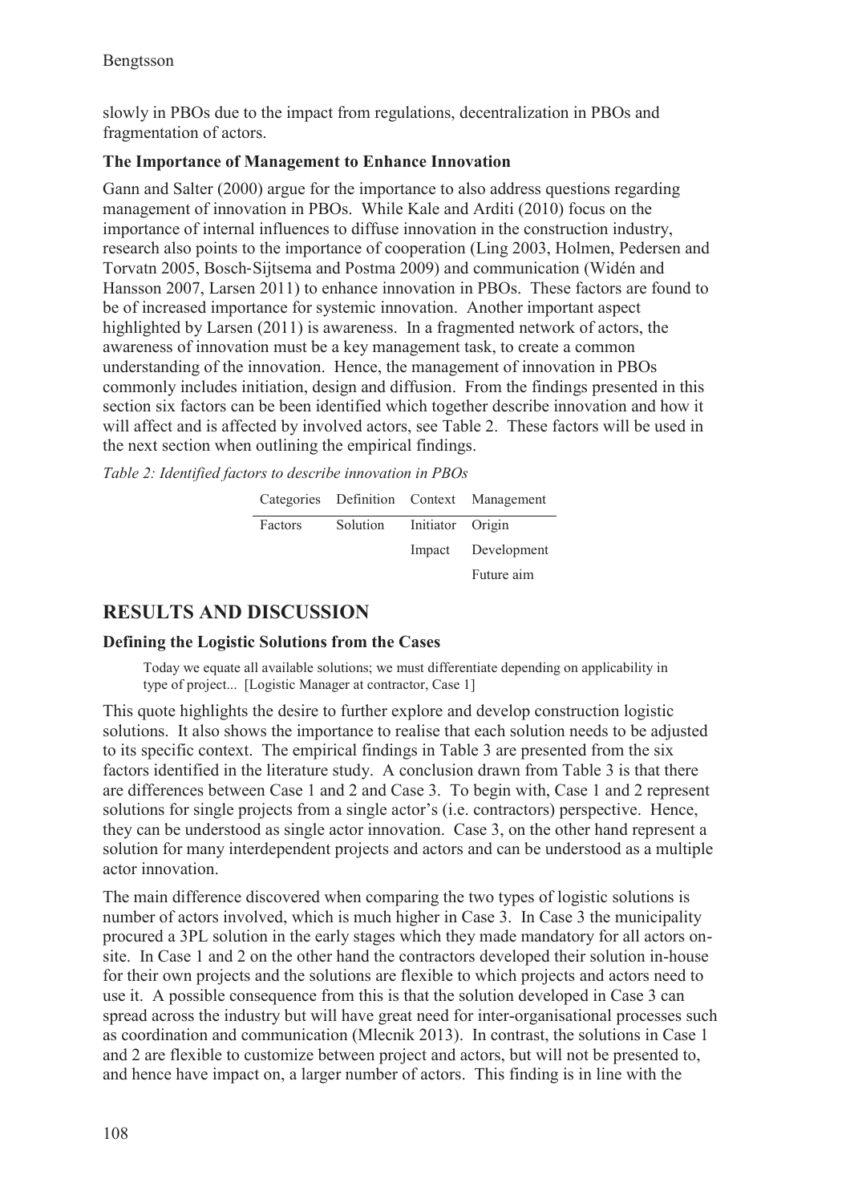slowly in PBOs due to the impact from regulations, decentralization in PBOs and fragmentation of actors.

### The Importance of Management to Enhance Innovation

Gann and Salter (2000) argue for the importance to also address questions regarding management of innovation in PBOs. While Kale and Arditi (2010) focus on the importance of internal influences to diffuse innovation in the construction industry, research also points to the importance of cooperation (Ling 2003, Holmen, Pedersen and Torvatn 2005, Bosch-Sijtsema and Postma 2009) and communication (Widén and Hansson 2007, Larsen 2011) to enhance innovation in PBOs. These factors are found to be of increased importance for systemic innovation. Another important aspect highlighted by Larsen (2011) is awareness. In a fragmented network of actors, the awareness of innovation must be a key management task, to create a common understanding of the innovation. Hence, the management of innovation in PBOs commonly includes initiation, design and diffusion. From the findings presented in this section six factors can be been identified which together describe innovation and how it will affect and is affected by involved actors, see Table 2. These factors will be used in the next section when outlining the empirical findings.

*Table 2: Identified factors to describe innovation in PBOs*

| Categories | Definition | Context | Management |
|---|---|---|---|
| Factors | Solution | Initiator | Origin |
| | | Impact | Development |
| | | | Future aim |

## RESULTS AND DISCUSSION

### Defining the Logistic Solutions from the Cases

> Today we equate all available solutions; we must differentiate depending on applicability in type of project... [Logistic Manager at contractor, Case 1]

This quote highlights the desire to further explore and develop construction logistic solutions. It also shows the importance to realise that each solution needs to be adjusted to its specific context. The empirical findings in Table 3 are presented from the six factors identified in the literature study. A conclusion drawn from Table 3 is that there are differences between Case 1 and 2 and Case 3. To begin with, Case 1 and 2 represent solutions for single projects from a single actor's (i.e. contractors) perspective. Hence, they can be understood as single actor innovation. Case 3, on the other hand represent a solution for many interdependent projects and actors and can be understood as a multiple actor innovation.

The main difference discovered when comparing the two types of logistic solutions is number of actors involved, which is much higher in Case 3. In Case 3 the municipality procured a 3PL solution in the early stages which they made mandatory for all actors on-site. In Case 1 and 2 on the other hand the contractors developed their solution in-house for their own projects and the solutions are flexible to which projects and actors need to use it. A possible consequence from this is that the solution developed in Case 3 can spread across the industry but will have great need for inter-organisational processes such as coordination and communication (Mlecnik 2013). In contrast, the solutions in Case 1 and 2 are flexible to customize between project and actors, but will not be presented to, and hence have impact on, a larger number of actors. This finding is in line with the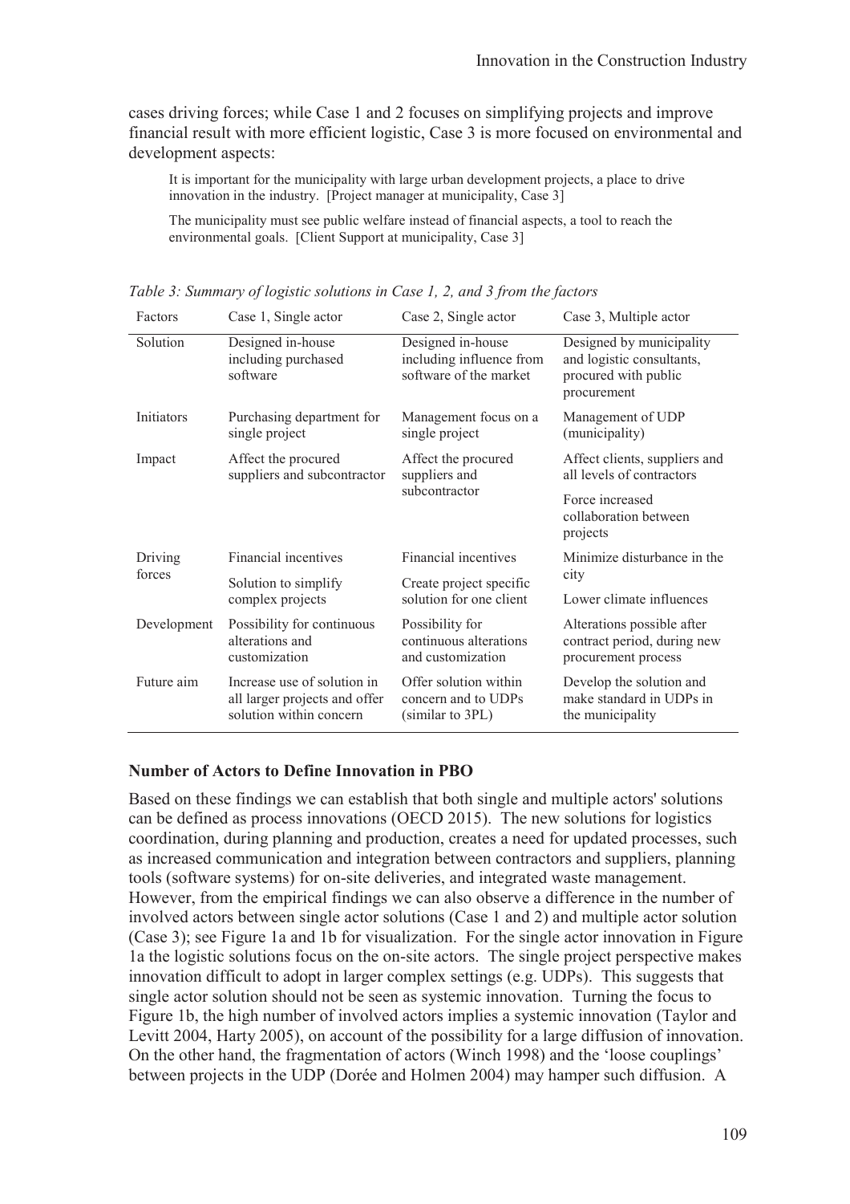cases driving forces; while Case 1 and 2 focuses on simplifying projects and improve financial result with more efficient logistic, Case 3 is more focused on environmental and development aspects:

> It is important for the municipality with large urban development projects, a place to drive innovation in the industry. [Project manager at municipality, Case 3]

> The municipality must see public welfare instead of financial aspects, a tool to reach the environmental goals. [Client Support at municipality, Case 3]

*Table 3: Summary of logistic solutions in Case 1, 2, and 3 from the factors*

| Factors | Case 1, Single actor | Case 2, Single actor | Case 3, Multiple actor |
|---|---|---|---|
| Solution | Designed in-house including purchased software | Designed in-house including influence from software of the market | Designed by municipality and logistic consultants, procured with public procurement |
| Initiators | Purchasing department for single project | Management focus on a single project | Management of UDP (municipality) |
| Impact | Affect the procured suppliers and subcontractor | Affect the procured suppliers and subcontractor | Affect clients, suppliers and all levels of contractors<br>Force increased collaboration between projects |
| Driving forces | Financial incentives<br>Solution to simplify complex projects | Financial incentives<br>Create project specific solution for one client | Minimize disturbance in the city<br>Lower climate influences |
| Development | Possibility for continuous alterations and customization | Possibility for continuous alterations and customization | Alterations possible after contract period, during new procurement process |
| Future aim | Increase use of solution in all larger projects and offer solution within concern | Offer solution within concern and to UDPs (similar to 3PL) | Develop the solution and make standard in UDPs in the municipality |

### Number of Actors to Define Innovation in PBO

Based on these findings we can establish that both single and multiple actors' solutions can be defined as process innovations (OECD 2015). The new solutions for logistics coordination, during planning and production, creates a need for updated processes, such as increased communication and integration between contractors and suppliers, planning tools (software systems) for on-site deliveries, and integrated waste management. However, from the empirical findings we can also observe a difference in the number of involved actors between single actor solutions (Case 1 and 2) and multiple actor solution (Case 3); see Figure 1a and 1b for visualization. For the single actor innovation in Figure 1a the logistic solutions focus on the on-site actors. The single project perspective makes innovation difficult to adopt in larger complex settings (e.g. UDPs). This suggests that single actor solution should not be seen as systemic innovation. Turning the focus to Figure 1b, the high number of involved actors implies a systemic innovation (Taylor and Levitt 2004, Harty 2005), on account of the possibility for a large diffusion of innovation. On the other hand, the fragmentation of actors (Winch 1998) and the 'loose couplings' between projects in the UDP (Dorée and Holmen 2004) may hamper such diffusion. A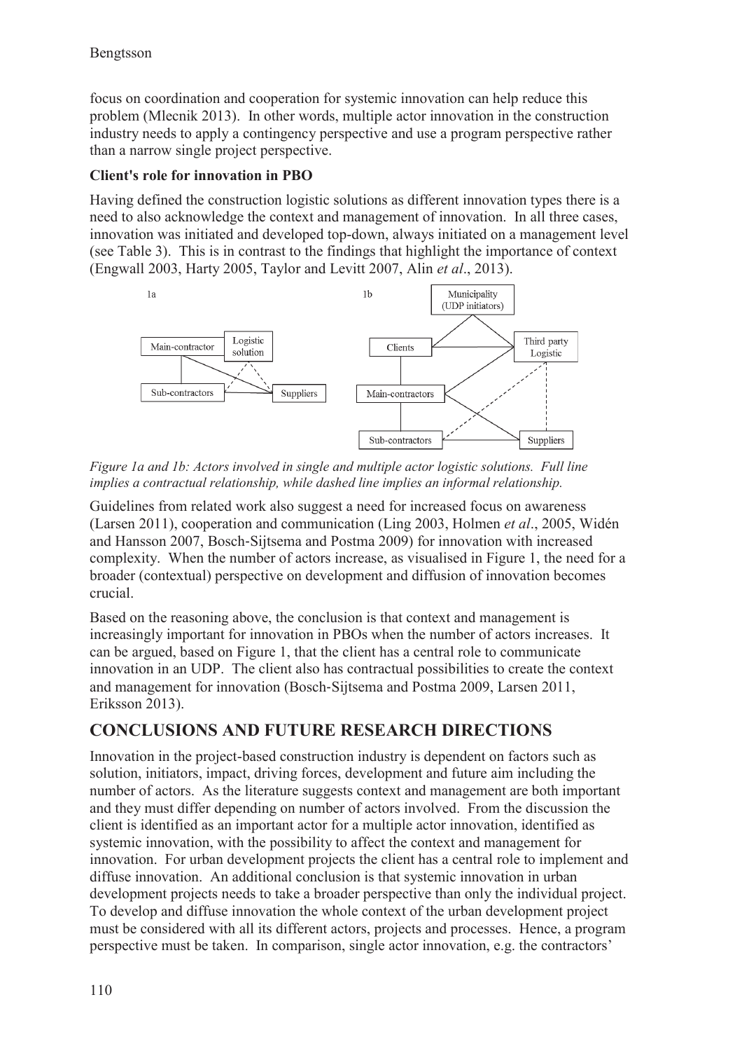focus on coordination and cooperation for systemic innovation can help reduce this problem (Mlecnik 2013). In other words, multiple actor innovation in the construction industry needs to apply a contingency perspective and use a program perspective rather than a narrow single project perspective.

### Client's role for innovation in PBO

Having defined the construction logistic solutions as different innovation types there is a need to also acknowledge the context and management of innovation. In all three cases, innovation was initiated and developed top-down, always initiated on a management level (see Table 3). This is in contrast to the findings that highlight the importance of context (Engwall 2003, Harty 2005, Taylor and Levitt 2007, Alin *et al*., 2013).

*Figure 1a and 1b: Actors involved in single and multiple actor logistic solutions. Full line implies a contractual relationship, while dashed line implies an informal relationship.*

Guidelines from related work also suggest a need for increased focus on awareness (Larsen 2011), cooperation and communication (Ling 2003, Holmen *et al*., 2005, Widén and Hansson 2007, Bosch-Sijtsema and Postma 2009) for innovation with increased complexity. When the number of actors increase, as visualised in Figure 1, the need for a broader (contextual) perspective on development and diffusion of innovation becomes crucial.

Based on the reasoning above, the conclusion is that context and management is increasingly important for innovation in PBOs when the number of actors increases. It can be argued, based on Figure 1, that the client has a central role to communicate innovation in an UDP. The client also has contractual possibilities to create the context and management for innovation (Bosch-Sijtsema and Postma 2009, Larsen 2011, Eriksson 2013).

## CONCLUSIONS AND FUTURE RESEARCH DIRECTIONS

Innovation in the project-based construction industry is dependent on factors such as solution, initiators, impact, driving forces, development and future aim including the number of actors. As the literature suggests context and management are both important and they must differ depending on number of actors involved. From the discussion the client is identified as an important actor for a multiple actor innovation, identified as systemic innovation, with the possibility to affect the context and management for innovation. For urban development projects the client has a central role to implement and diffuse innovation. An additional conclusion is that systemic innovation in urban development projects needs to take a broader perspective than only the individual project. To develop and diffuse innovation the whole context of the urban development project must be considered with all its different actors, projects and processes. Hence, a program perspective must be taken. In comparison, single actor innovation, e.g. the contractors'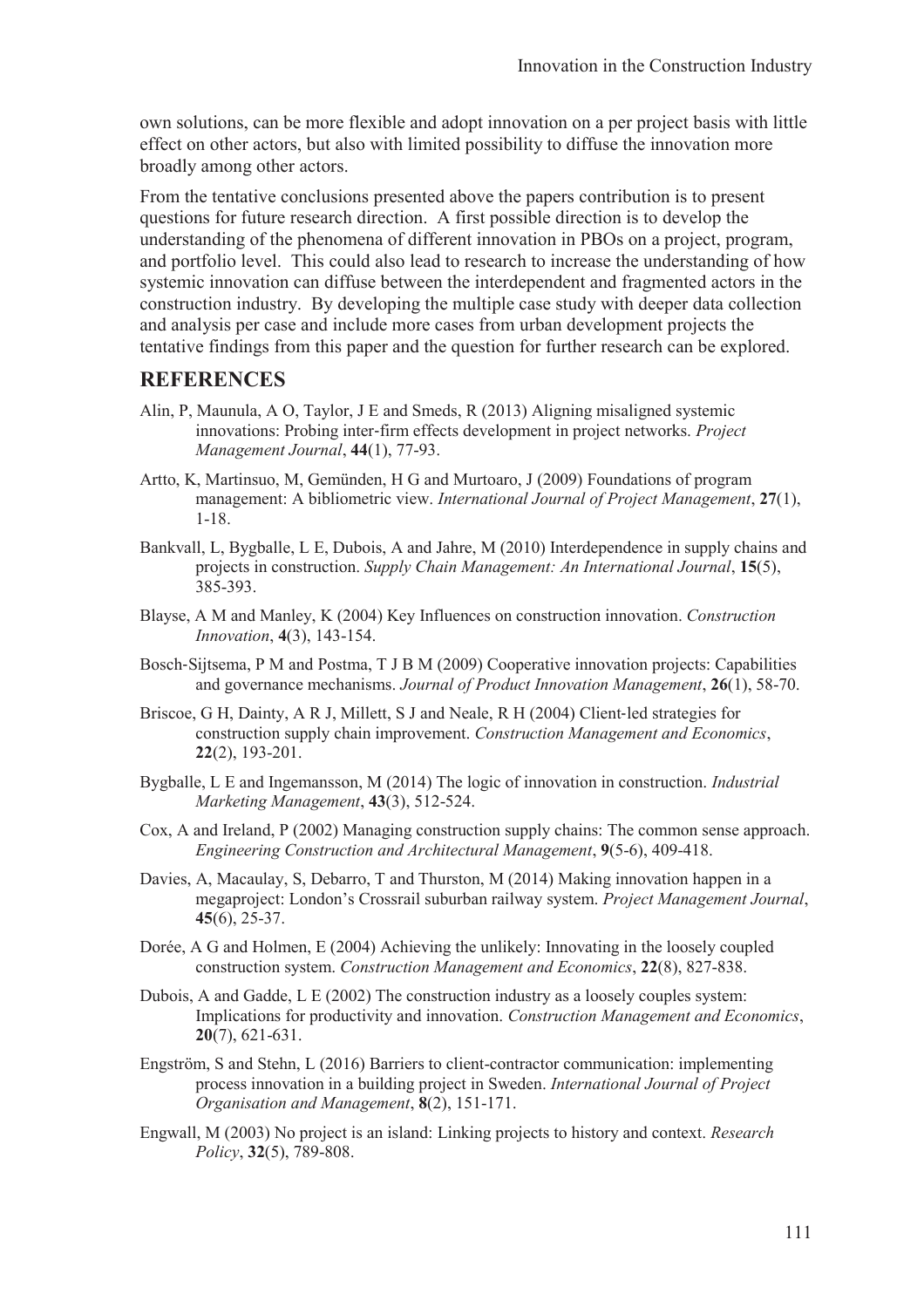own solutions, can be more flexible and adopt innovation on a per project basis with little effect on other actors, but also with limited possibility to diffuse the innovation more broadly among other actors.

From the tentative conclusions presented above the papers contribution is to present questions for future research direction. A first possible direction is to develop the understanding of the phenomena of different innovation in PBOs on a project, program, and portfolio level. This could also lead to research to increase the understanding of how systemic innovation can diffuse between the interdependent and fragmented actors in the construction industry. By developing the multiple case study with deeper data collection and analysis per case and include more cases from urban development projects the tentative findings from this paper and the question for further research can be explored.

## REFERENCES

Alin, P, Maunula, A O, Taylor, J E and Smeds, R (2013) Aligning misaligned systemic innovations: Probing inter-firm effects development in project networks. *Project Management Journal*, **44**(1), 77-93.

Artto, K, Martinsuo, M, Gemünden, H G and Murtoaro, J (2009) Foundations of program management: A bibliometric view. *International Journal of Project Management*, **27**(1), 1-18.

Bankvall, L, Bygballe, L E, Dubois, A and Jahre, M (2010) Interdependence in supply chains and projects in construction. *Supply Chain Management: An International Journal*, **15**(5), 385-393.

Blayse, A M and Manley, K (2004) Key Influences on construction innovation. *Construction Innovation*, **4**(3), 143-154.

Bosch-Sijtsema, P M and Postma, T J B M (2009) Cooperative innovation projects: Capabilities and governance mechanisms. *Journal of Product Innovation Management*, **26**(1), 58-70.

Briscoe, G H, Dainty, A R J, Millett, S J and Neale, R H (2004) Client-led strategies for construction supply chain improvement. *Construction Management and Economics*, **22**(2), 193-201.

Bygballe, L E and Ingemansson, M (2014) The logic of innovation in construction. *Industrial Marketing Management*, **43**(3), 512-524.

Cox, A and Ireland, P (2002) Managing construction supply chains: The common sense approach. *Engineering Construction and Architectural Management*, **9**(5-6), 409-418.

Davies, A, Macaulay, S, Debarro, T and Thurston, M (2014) Making innovation happen in a megaproject: London's Crossrail suburban railway system. *Project Management Journal*, **45**(6), 25-37.

Dorée, A G and Holmen, E (2004) Achieving the unlikely: Innovating in the loosely coupled construction system. *Construction Management and Economics*, **22**(8), 827-838.

Dubois, A and Gadde, L E (2002) The construction industry as a loosely couples system: Implications for productivity and innovation. *Construction Management and Economics*, **20**(7), 621-631.

Engström, S and Stehn, L (2016) Barriers to client-contractor communication: implementing process innovation in a building project in Sweden. *International Journal of Project Organisation and Management*, **8**(2), 151-171.

Engwall, M (2003) No project is an island: Linking projects to history and context. *Research Policy*, **32**(5), 789-808.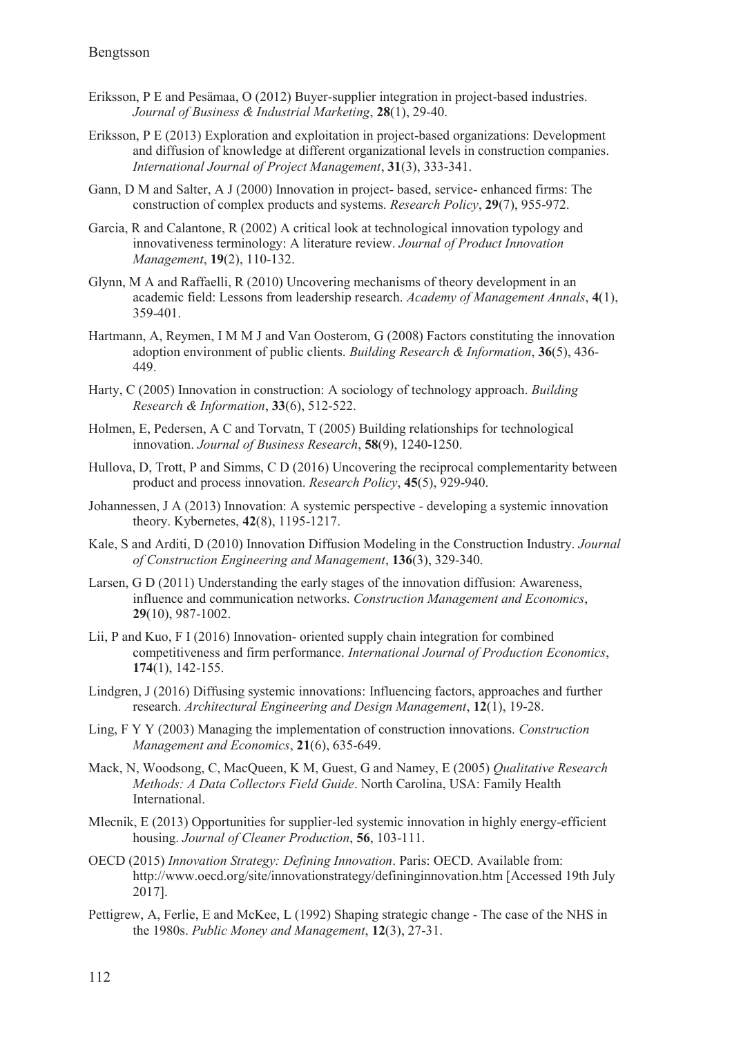Eriksson, P E and Pesämaa, O (2012) Buyer-supplier integration in project-based industries. *Journal of Business & Industrial Marketing*, **28**(1), 29-40.

Eriksson, P E (2013) Exploration and exploitation in project-based organizations: Development and diffusion of knowledge at different organizational levels in construction companies. *International Journal of Project Management*, **31**(3), 333-341.

Gann, D M and Salter, A J (2000) Innovation in project- based, service- enhanced firms: The construction of complex products and systems. *Research Policy*, **29**(7), 955-972.

Garcia, R and Calantone, R (2002) A critical look at technological innovation typology and innovativeness terminology: A literature review. *Journal of Product Innovation Management*, **19**(2), 110-132.

Glynn, M A and Raffaelli, R (2010) Uncovering mechanisms of theory development in an academic field: Lessons from leadership research. *Academy of Management Annals*, **4**(1), 359-401.

Hartmann, A, Reymen, I M M J and Van Oosterom, G (2008) Factors constituting the innovation adoption environment of public clients. *Building Research & Information*, **36**(5), 436-449.

Harty, C (2005) Innovation in construction: A sociology of technology approach. *Building Research & Information*, **33**(6), 512-522.

Holmen, E, Pedersen, A C and Torvatn, T (2005) Building relationships for technological innovation. *Journal of Business Research*, **58**(9), 1240-1250.

Hullova, D, Trott, P and Simms, C D (2016) Uncovering the reciprocal complementarity between product and process innovation. *Research Policy*, **45**(5), 929-940.

Johannessen, J A (2013) Innovation: A systemic perspective - developing a systemic innovation theory. Kybernetes, **42**(8), 1195-1217.

Kale, S and Arditi, D (2010) Innovation Diffusion Modeling in the Construction Industry. *Journal of Construction Engineering and Management*, **136**(3), 329-340.

Larsen, G D (2011) Understanding the early stages of the innovation diffusion: Awareness, influence and communication networks. *Construction Management and Economics*, **29**(10), 987-1002.

Lii, P and Kuo, F I (2016) Innovation- oriented supply chain integration for combined competitiveness and firm performance. *International Journal of Production Economics*, **174**(1), 142-155.

Lindgren, J (2016) Diffusing systemic innovations: Influencing factors, approaches and further research. *Architectural Engineering and Design Management*, **12**(1), 19-28.

Ling, F Y Y (2003) Managing the implementation of construction innovations. *Construction Management and Economics*, **21**(6), 635-649.

Mack, N, Woodsong, C, MacQueen, K M, Guest, G and Namey, E (2005) *Qualitative Research Methods: A Data Collectors Field Guide*. North Carolina, USA: Family Health International.

Mlecnik, E (2013) Opportunities for supplier-led systemic innovation in highly energy-efficient housing. *Journal of Cleaner Production*, **56**, 103-111.

OECD (2015) *Innovation Strategy: Defining Innovation*. Paris: OECD. Available from: http://www.oecd.org/site/innovationstrategy/defininginnovation.htm [Accessed 19th July 2017].

Pettigrew, A, Ferlie, E and McKee, L (1992) Shaping strategic change - The case of the NHS in the 1980s. *Public Money and Management*, **12**(3), 27-31.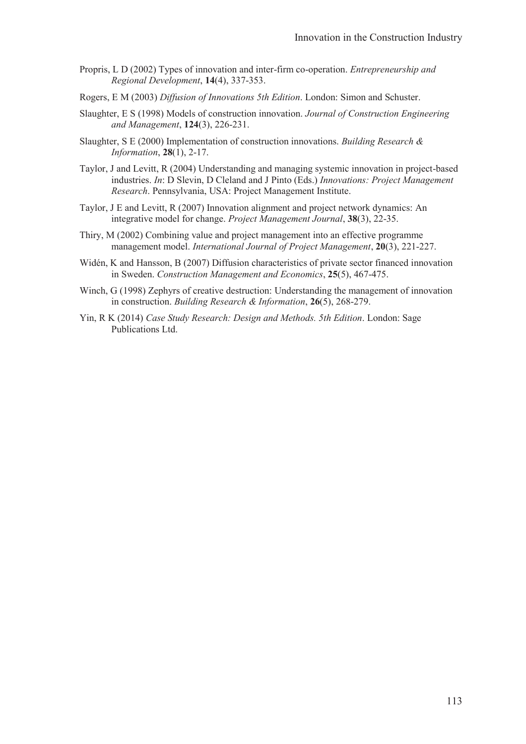Propris, L D (2002) Types of innovation and inter-firm co-operation. *Entrepreneurship and Regional Development*, **14**(4), 337-353.

Rogers, E M (2003) *Diffusion of Innovations 5th Edition*. London: Simon and Schuster.

Slaughter, E S (1998) Models of construction innovation. *Journal of Construction Engineering and Management*, **124**(3), 226-231.

Slaughter, S E (2000) Implementation of construction innovations. *Building Research & Information*, **28**(1), 2-17.

Taylor, J and Levitt, R (2004) Understanding and managing systemic innovation in project-based industries. *In*: D Slevin, D Cleland and J Pinto (Eds.) *Innovations: Project Management Research*. Pennsylvania, USA: Project Management Institute.

Taylor, J E and Levitt, R (2007) Innovation alignment and project network dynamics: An integrative model for change. *Project Management Journal*, **38**(3), 22-35.

Thiry, M (2002) Combining value and project management into an effective programme management model. *International Journal of Project Management*, **20**(3), 221-227.

Widén, K and Hansson, B (2007) Diffusion characteristics of private sector financed innovation in Sweden. *Construction Management and Economics*, **25**(5), 467-475.

Winch, G (1998) Zephyrs of creative destruction: Understanding the management of innovation in construction. *Building Research & Information*, **26**(5), 268-279.

Yin, R K (2014) *Case Study Research: Design and Methods. 5th Edition*. London: Sage Publications Ltd.